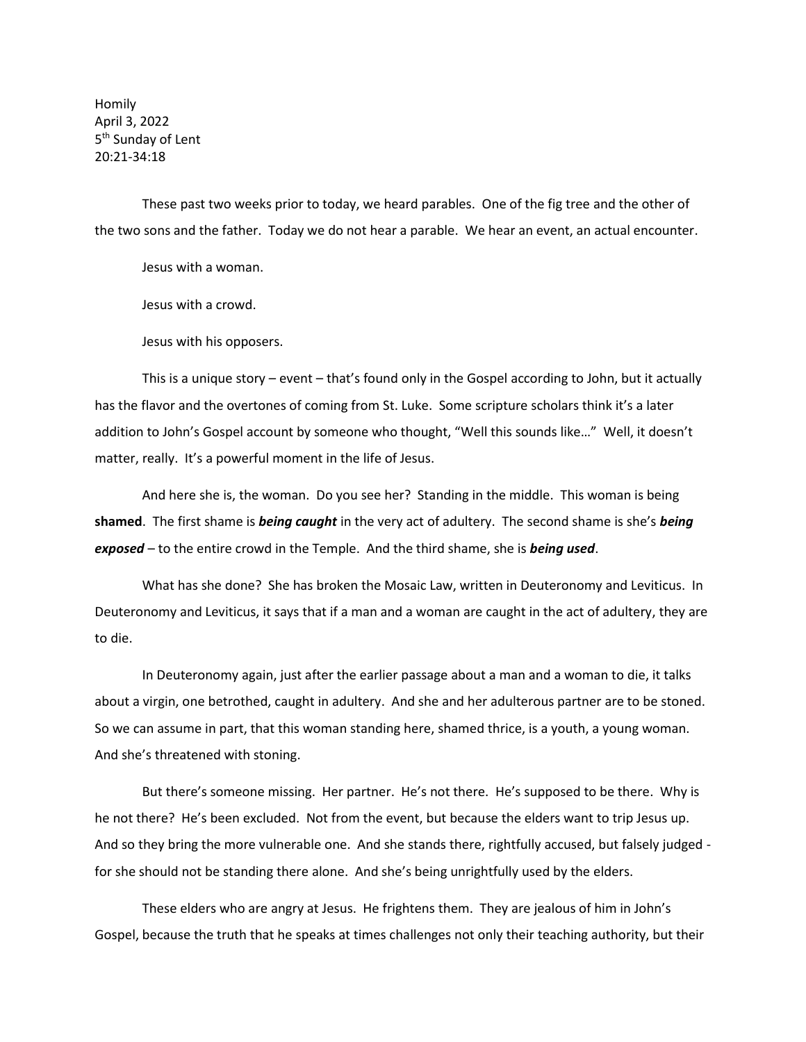Homily
April 3, 2022
5th Sunday of Lent
20:21-34:18

These past two weeks prior to today, we heard parables. One of the fig tree and the other of the two sons and the father. Today we do not hear a parable. We hear an event, an actual encounter.

Jesus with a woman.

Jesus with a crowd.

Jesus with his opposers.

This is a unique story – event – that's found only in the Gospel according to John, but it actually has the flavor and the overtones of coming from St. Luke. Some scripture scholars think it's a later addition to John's Gospel account by someone who thought, "Well this sounds like…" Well, it doesn't matter, really. It's a powerful moment in the life of Jesus.

And here she is, the woman. Do you see her? Standing in the middle. This woman is being **shamed**. The first shame is ***being caught*** in the very act of adultery. The second shame is she's ***being exposed*** – to the entire crowd in the Temple. And the third shame, she is ***being used***.

What has she done? She has broken the Mosaic Law, written in Deuteronomy and Leviticus. In Deuteronomy and Leviticus, it says that if a man and a woman are caught in the act of adultery, they are to die.

In Deuteronomy again, just after the earlier passage about a man and a woman to die, it talks about a virgin, one betrothed, caught in adultery. And she and her adulterous partner are to be stoned. So we can assume in part, that this woman standing here, shamed thrice, is a youth, a young woman. And she's threatened with stoning.

But there's someone missing. Her partner. He's not there. He's supposed to be there. Why is he not there? He's been excluded. Not from the event, but because the elders want to trip Jesus up. And so they bring the more vulnerable one. And she stands there, rightfully accused, but falsely judged - for she should not be standing there alone. And she's being unrightfully used by the elders.

These elders who are angry at Jesus. He frightens them. They are jealous of him in John's Gospel, because the truth that he speaks at times challenges not only their teaching authority, but their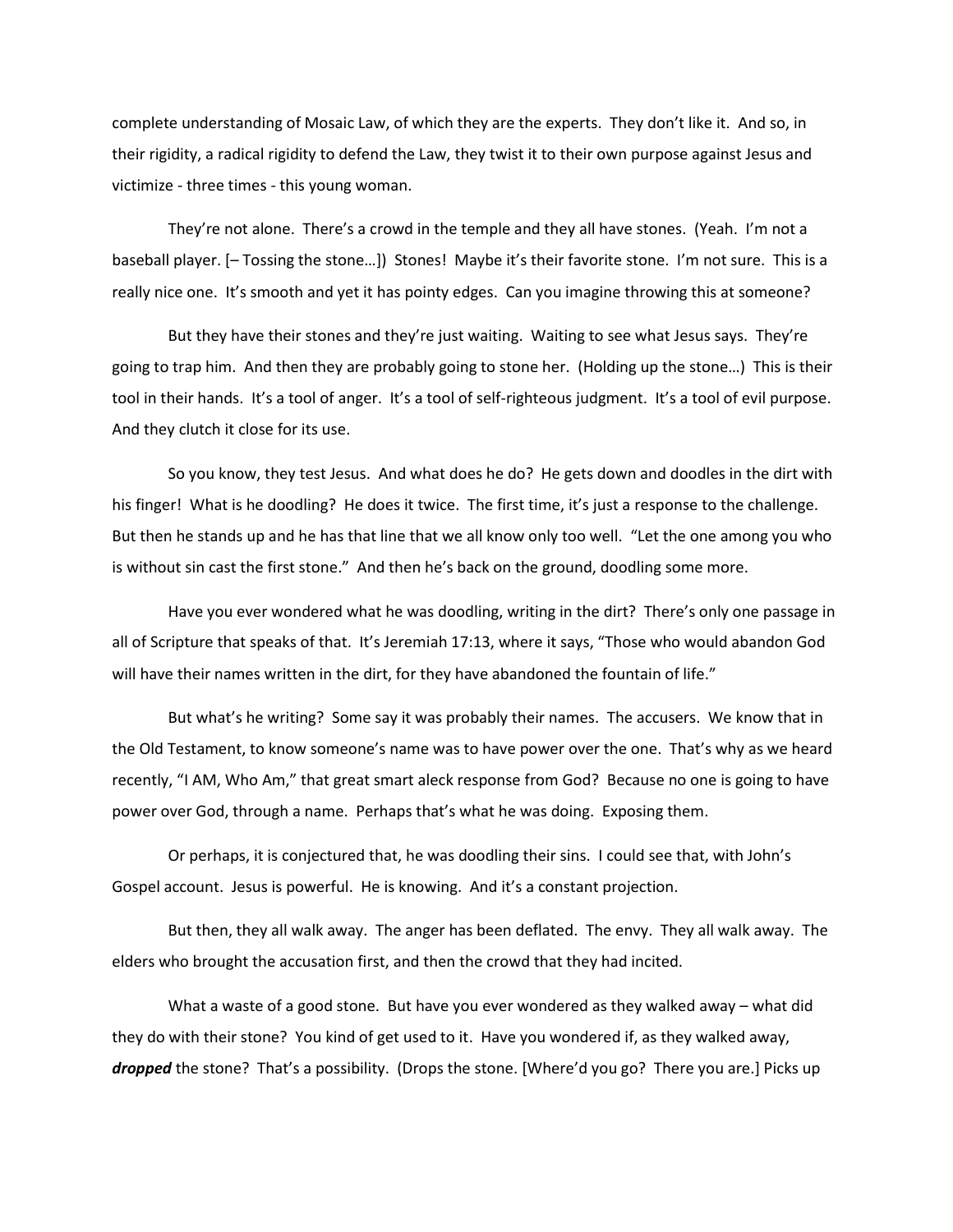complete understanding of Mosaic Law, of which they are the experts. They don't like it. And so, in their rigidity, a radical rigidity to defend the Law, they twist it to their own purpose against Jesus and victimize - three times - this young woman.

They're not alone. There's a crowd in the temple and they all have stones. (Yeah. I'm not a baseball player. [– Tossing the stone…]) Stones! Maybe it's their favorite stone. I'm not sure. This is a really nice one. It's smooth and yet it has pointy edges. Can you imagine throwing this at someone?

But they have their stones and they're just waiting. Waiting to see what Jesus says. They're going to trap him. And then they are probably going to stone her. (Holding up the stone…) This is their tool in their hands. It's a tool of anger. It's a tool of self-righteous judgment. It's a tool of evil purpose. And they clutch it close for its use.

So you know, they test Jesus. And what does he do? He gets down and doodles in the dirt with his finger! What is he doodling? He does it twice. The first time, it's just a response to the challenge. But then he stands up and he has that line that we all know only too well. "Let the one among you who is without sin cast the first stone." And then he's back on the ground, doodling some more.

Have you ever wondered what he was doodling, writing in the dirt? There's only one passage in all of Scripture that speaks of that. It's Jeremiah 17:13, where it says, "Those who would abandon God will have their names written in the dirt, for they have abandoned the fountain of life."

But what's he writing? Some say it was probably their names. The accusers. We know that in the Old Testament, to know someone's name was to have power over the one. That's why as we heard recently, "I AM, Who Am," that great smart aleck response from God? Because no one is going to have power over God, through a name. Perhaps that's what he was doing. Exposing them.

Or perhaps, it is conjectured that, he was doodling their sins. I could see that, with John's Gospel account. Jesus is powerful. He is knowing. And it's a constant projection.

But then, they all walk away. The anger has been deflated. The envy. They all walk away. The elders who brought the accusation first, and then the crowd that they had incited.

What a waste of a good stone. But have you ever wondered as they walked away – what did they do with their stone? You kind of get used to it. Have you wondered if, as they walked away, ***dropped*** the stone? That's a possibility. (Drops the stone. [Where'd you go? There you are.] Picks up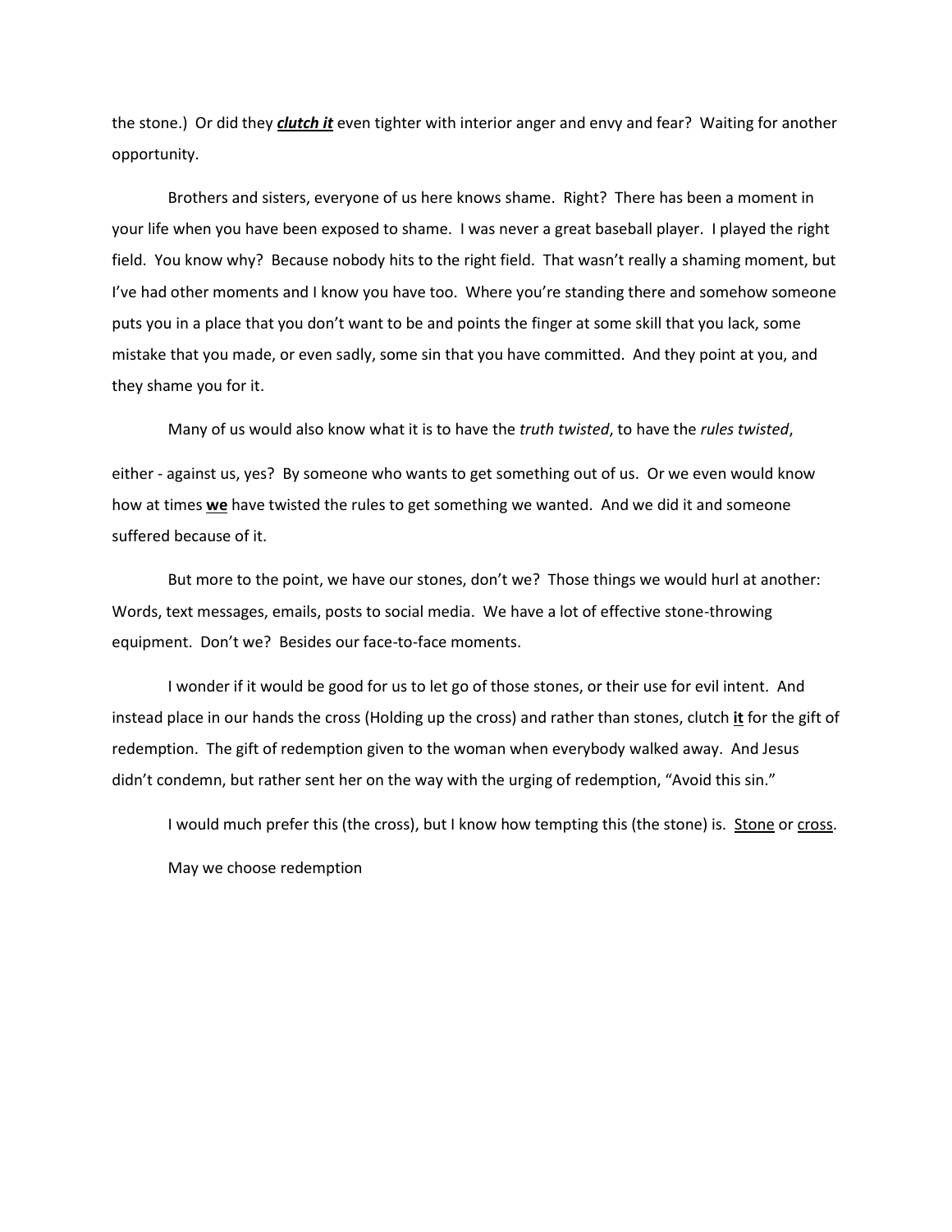the stone.) Or did they ***<u>clutch it</u>*** even tighter with interior anger and envy and fear? Waiting for another opportunity.

Brothers and sisters, everyone of us here knows shame. Right? There has been a moment in your life when you have been exposed to shame. I was never a great baseball player. I played the right field. You know why? Because nobody hits to the right field. That wasn't really a shaming moment, but I've had other moments and I know you have too. Where you're standing there and somehow someone puts you in a place that you don't want to be and points the finger at some skill that you lack, some mistake that you made, or even sadly, some sin that you have committed. And they point at you, and they shame you for it.

Many of us would also know what it is to have the *truth twisted*, to have the *rules twisted*,

either - against us, yes? By someone who wants to get something out of us. Or we even would know how at times **<u>we</u>** have twisted the rules to get something we wanted. And we did it and someone suffered because of it.

But more to the point, we have our stones, don't we? Those things we would hurl at another: Words, text messages, emails, posts to social media. We have a lot of effective stone-throwing equipment. Don't we? Besides our face-to-face moments.

I wonder if it would be good for us to let go of those stones, or their use for evil intent. And instead place in our hands the cross (Holding up the cross) and rather than stones, clutch **<u>it</u>** for the gift of redemption. The gift of redemption given to the woman when everybody walked away. And Jesus didn't condemn, but rather sent her on the way with the urging of redemption, "Avoid this sin."

I would much prefer this (the cross), but I know how tempting this (the stone) is. <u>Stone</u> or <u>cross</u>.

May we choose redemption